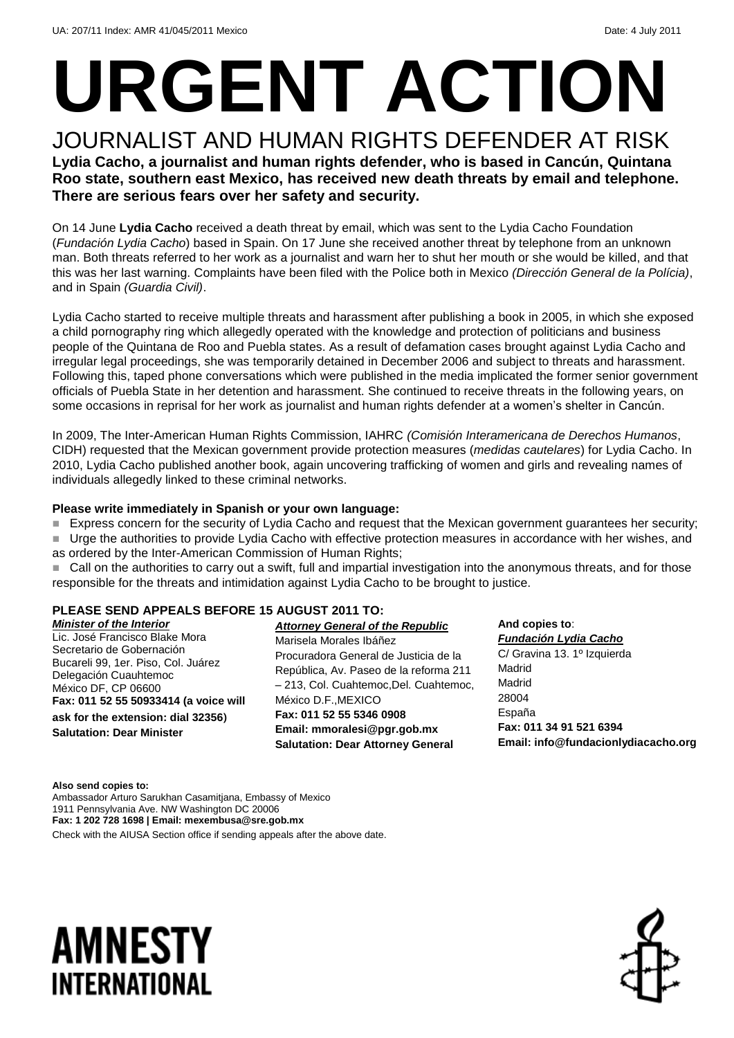UA: 207/11 Index: AMR 41/045/2011 Mexico Date: 4 July 2011

# URGENT ACTION

## JOURNALIST AND HUMAN RIGHTS DEFENDER AT RISK

**Lydia Cacho, a journalist and human rights defender, who is based in Cancún, Quintana Roo state, southern east Mexico, has received new death threats by email and telephone. There are serious fears over her safety and security.**

On 14 June **Lydia Cacho** received a death threat by email, which was sent to the Lydia Cacho Foundation (*Fundación Lydia Cacho*) based in Spain. On 17 June she received another threat by telephone from an unknown man. Both threats referred to her work as a journalist and warn her to shut her mouth or she would be killed, and that this was her last warning. Complaints have been filed with the Police both in Mexico *(Dirección General de la Polícia)*, and in Spain *(Guardia Civil)*.

Lydia Cacho started to receive multiple threats and harassment after publishing a book in 2005, in which she exposed a child pornography ring which allegedly operated with the knowledge and protection of politicians and business people of the Quintana de Roo and Puebla states. As a result of defamation cases brought against Lydia Cacho and irregular legal proceedings, she was temporarily detained in December 2006 and subject to threats and harassment. Following this, taped phone conversations which were published in the media implicated the former senior government officials of Puebla State in her detention and harassment. She continued to receive threats in the following years, on some occasions in reprisal for her work as journalist and human rights defender at a women's shelter in Cancún.

In 2009, The Inter-American Human Rights Commission, IAHRC *(Comisión Interamericana de Derechos Humanos*, CIDH) requested that the Mexican government provide protection measures (*medidas cautelares*) for Lydia Cacho. In 2010, Lydia Cacho published another book, again uncovering trafficking of women and girls and revealing names of individuals allegedly linked to these criminal networks.

**Please write immediately in Spanish or your own language:**

- Express concern for the security of Lydia Cacho and request that the Mexican government guarantees her security;
- Urge the authorities to provide Lydia Cacho with effective protection measures in accordance with her wishes, and as ordered by the Inter-American Commission of Human Rights;
- Call on the authorities to carry out a swift, full and impartial investigation into the anonymous threats, and for those responsible for the threats and intimidation against Lydia Cacho to be brought to justice.

**PLEASE SEND APPEALS BEFORE 15 AUGUST 2011 TO:**

***Minister of the Interior***
Lic. José Francisco Blake Mora
Secretario de Gobernación
Bucareli 99, 1er. Piso, Col. Juárez
Delegación Cuauhtemoc
México DF, CP 06600
**Fax: 011 52 55 50933414 (a voice will ask for the extension: dial 32356)**
**Salutation: Dear Minister**

***Attorney General of the Republic***
Marisela Morales Ibáñez
Procuradora General de Justicia de la República, Av. Paseo de la reforma 211 – 213, Col. Cuahtemoc,Del. Cuahtemoc, México D.F.,MEXICO
**Fax: 011 52 55 5346 0908**
**Email: mmoralesi@pgr.gob.mx**
**Salutation: Dear Attorney General**

**And copies to**:
***Fundación Lydia Cacho***
C/ Gravina 13. 1º Izquierda
Madrid
Madrid
28004
España
**Fax: 011 34 91 521 6394**
**Email: info@fundacionlydiacacho.org**

**Also send copies to:**
Ambassador Arturo Sarukhan Casamitjana, Embassy of Mexico
1911 Pennsylvania Ave. NW Washington DC 20006
**Fax: 1 202 728 1698 | Email: mexembusa@sre.gob.mx**

Check with the AIUSA Section office if sending appeals after the above date.

**AMNESTY INTERNATIONAL**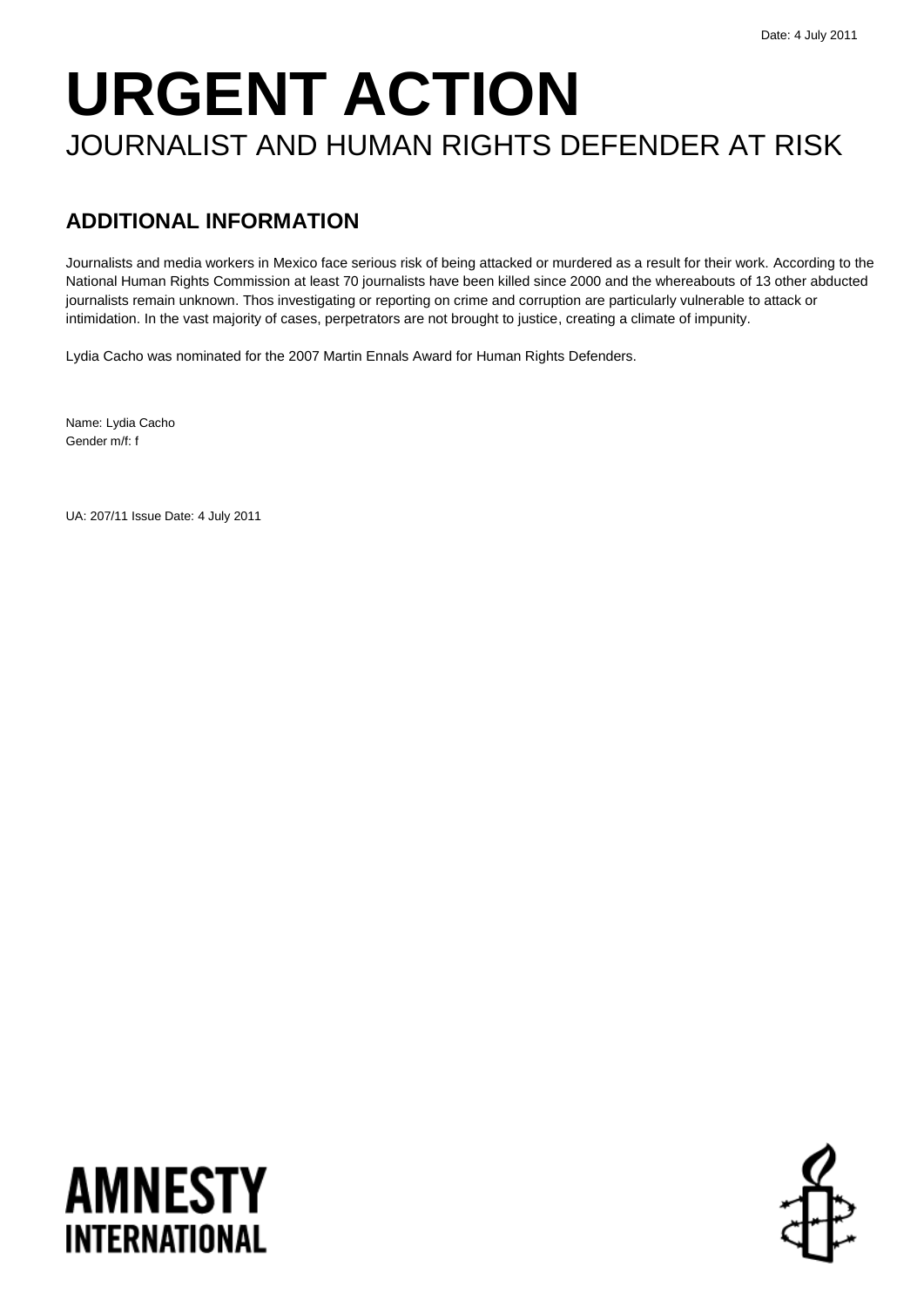# URGENT ACTION

JOURNALIST AND HUMAN RIGHTS DEFENDER AT RISK

## ADDITIONAL INFORMATION

Journalists and media workers in Mexico face serious risk of being attacked or murdered as a result for their work. According to the National Human Rights Commission at least 70 journalists have been killed since 2000 and the whereabouts of 13 other abducted journalists remain unknown. Thos investigating or reporting on crime and corruption are particularly vulnerable to attack or intimidation. In the vast majority of cases, perpetrators are not brought to justice, creating a climate of impunity.

Lydia Cacho was nominated for the 2007 Martin Ennals Award for Human Rights Defenders.

Name: Lydia Cacho
Gender m/f: f

UA: 207/11 Issue Date: 4 July 2011